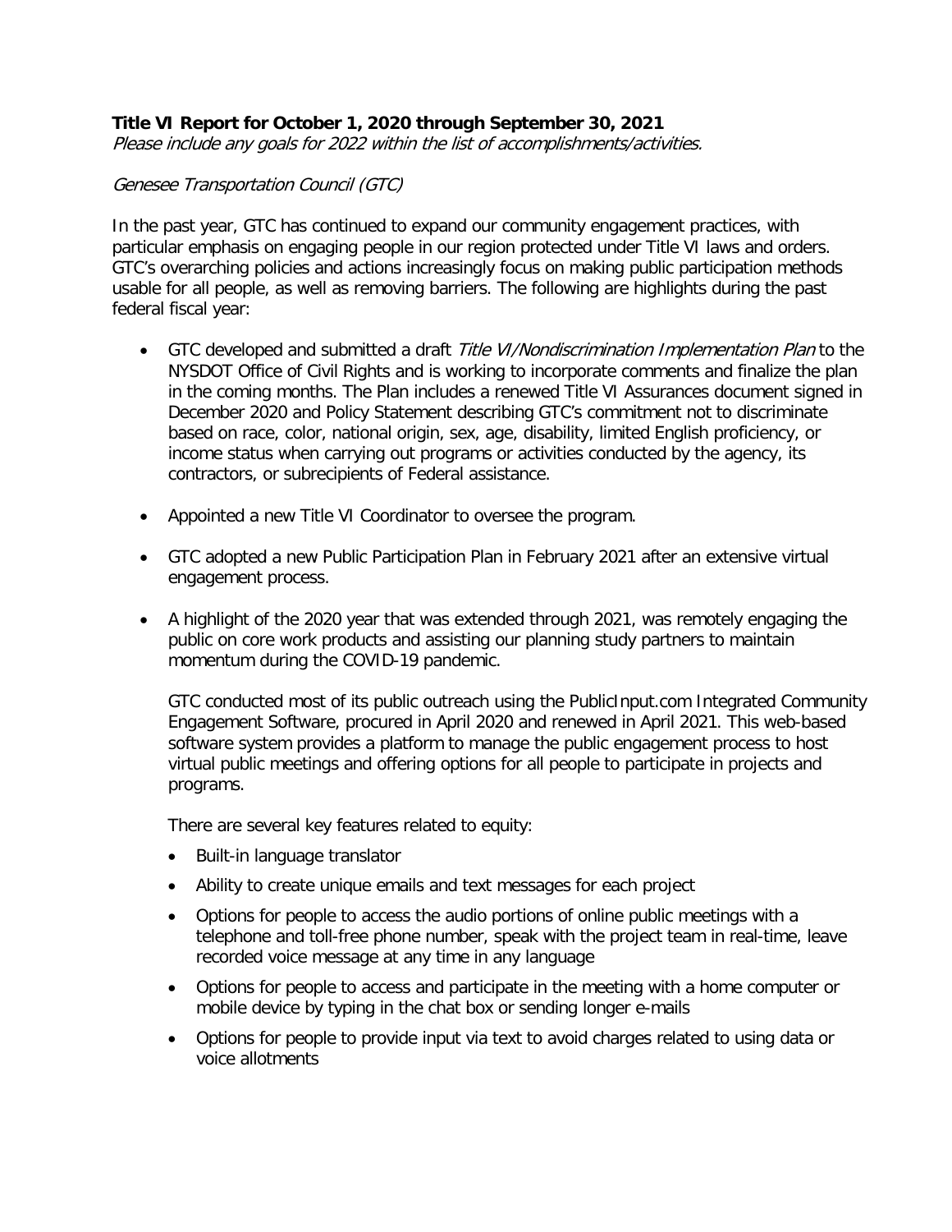**Title VI Report for October 1, 2020 through September 30, 2021**

*Please include any goals for 2022 within the list of accomplishments/activities.*

*Genesee Transportation Council (GTC)*

In the past year, GTC has continued to expand our community engagement practices, with particular emphasis on engaging people in our region protected under Title VI laws and orders. GTC's overarching policies and actions increasingly focus on making public participation methods usable for all people, as well as removing barriers. The following are highlights during the past federal fiscal year:

- GTC developed and submitted a draft *Title VI/Nondiscrimination Implementation Plan* to the NYSDOT Office of Civil Rights and is working to incorporate comments and finalize the plan in the coming months. The Plan includes a renewed Title VI Assurances document signed in December 2020 and Policy Statement describing GTC's commitment not to discriminate based on race, color, national origin, sex, age, disability, limited English proficiency, or income status when carrying out programs or activities conducted by the agency, its contractors, or subrecipients of Federal assistance.

- Appointed a new Title VI Coordinator to oversee the program.

- GTC adopted a new Public Participation Plan in February 2021 after an extensive virtual engagement process.

- A highlight of the 2020 year that was extended through 2021, was remotely engaging the public on core work products and assisting our planning study partners to maintain momentum during the COVID-19 pandemic.

  GTC conducted most of its public outreach using the PublicInput.com Integrated Community Engagement Software, procured in April 2020 and renewed in April 2021. This web-based software system provides a platform to manage the public engagement process to host virtual public meetings and offering options for all people to participate in projects and programs.

  There are several key features related to equity:

  - Built-in language translator
  - Ability to create unique emails and text messages for each project
  - Options for people to access the audio portions of online public meetings with a telephone and toll-free phone number, speak with the project team in real-time, leave recorded voice message at any time in any language
  - Options for people to access and participate in the meeting with a home computer or mobile device by typing in the chat box or sending longer e-mails
  - Options for people to provide input via text to avoid charges related to using data or voice allotments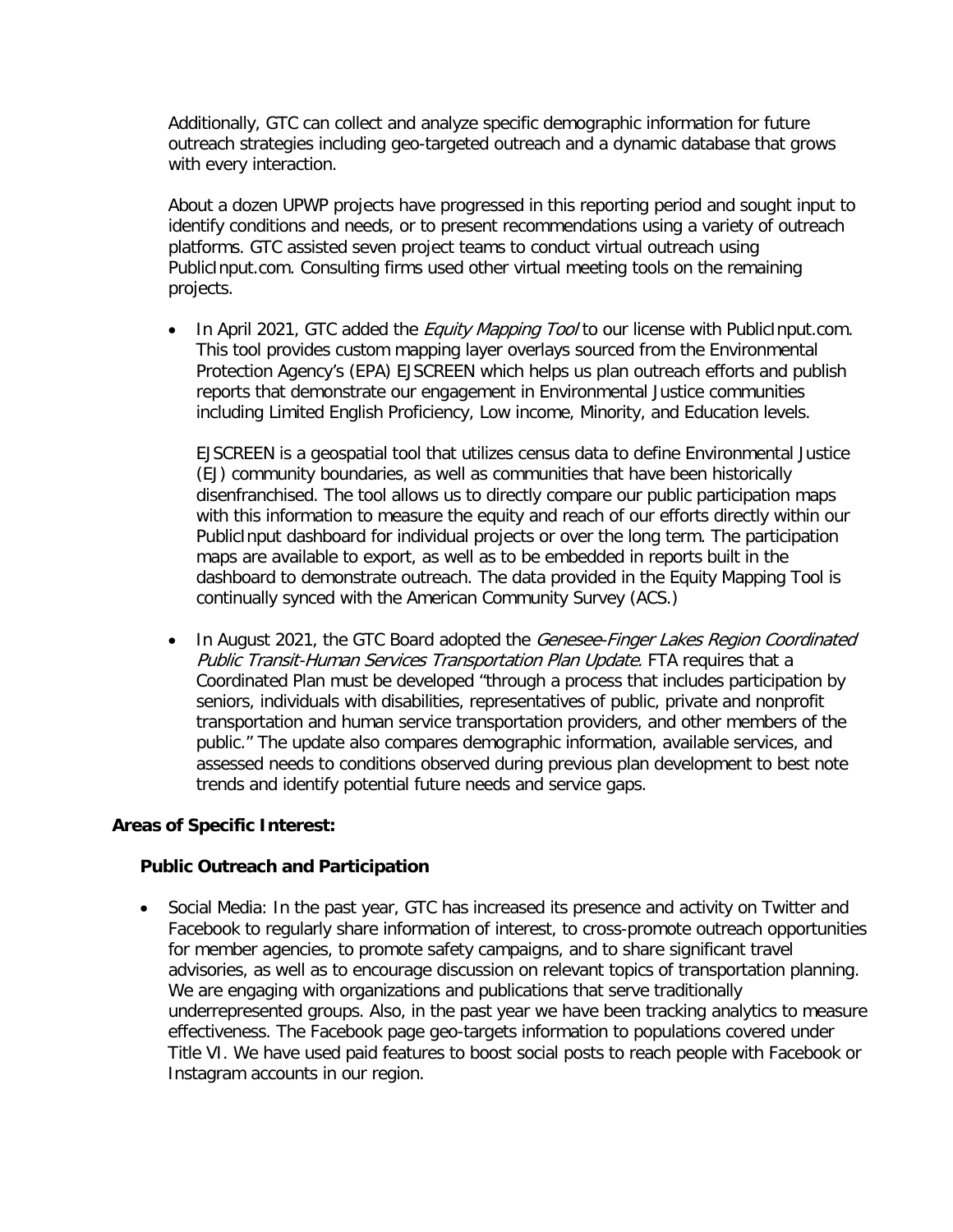Additionally, GTC can collect and analyze specific demographic information for future outreach strategies including geo-targeted outreach and a dynamic database that grows with every interaction.

About a dozen UPWP projects have progressed in this reporting period and sought input to identify conditions and needs, or to present recommendations using a variety of outreach platforms. GTC assisted seven project teams to conduct virtual outreach using PublicInput.com. Consulting firms used other virtual meeting tools on the remaining projects.

- In April 2021, GTC added the *Equity Mapping Tool* to our license with PublicInput.com. This tool provides custom mapping layer overlays sourced from the Environmental Protection Agency's (EPA) EJSCREEN which helps us plan outreach efforts and publish reports that demonstrate our engagement in Environmental Justice communities including Limited English Proficiency, Low income, Minority, and Education levels.

  EJSCREEN is a geospatial tool that utilizes census data to define Environmental Justice (EJ) community boundaries, as well as communities that have been historically disenfranchised. The tool allows us to directly compare our public participation maps with this information to measure the equity and reach of our efforts directly within our PublicInput dashboard for individual projects or over the long term. The participation maps are available to export, as well as to be embedded in reports built in the dashboard to demonstrate outreach. The data provided in the Equity Mapping Tool is continually synced with the American Community Survey (ACS.)

- In August 2021, the GTC Board adopted the *Genesee-Finger Lakes Region Coordinated Public Transit-Human Services Transportation Plan Update*. FTA requires that a Coordinated Plan must be developed "through a process that includes participation by seniors, individuals with disabilities, representatives of public, private and nonprofit transportation and human service transportation providers, and other members of the public." The update also compares demographic information, available services, and assessed needs to conditions observed during previous plan development to best note trends and identify potential future needs and service gaps.

**Areas of Specific Interest:**

**Public Outreach and Participation**

- Social Media: In the past year, GTC has increased its presence and activity on Twitter and Facebook to regularly share information of interest, to cross-promote outreach opportunities for member agencies, to promote safety campaigns, and to share significant travel advisories, as well as to encourage discussion on relevant topics of transportation planning. We are engaging with organizations and publications that serve traditionally underrepresented groups. Also, in the past year we have been tracking analytics to measure effectiveness. The Facebook page geo-targets information to populations covered under Title VI. We have used paid features to boost social posts to reach people with Facebook or Instagram accounts in our region.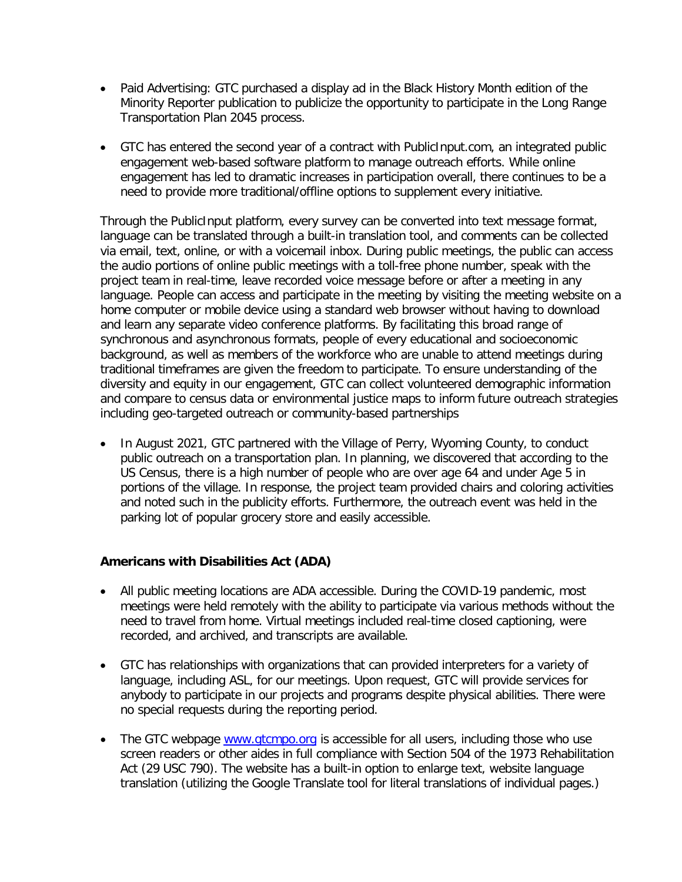- Paid Advertising: GTC purchased a display ad in the Black History Month edition of the Minority Reporter publication to publicize the opportunity to participate in the Long Range Transportation Plan 2045 process.

- GTC has entered the second year of a contract with PublicInput.com, an integrated public engagement web-based software platform to manage outreach efforts. While online engagement has led to dramatic increases in participation overall, there continues to be a need to provide more traditional/offline options to supplement every initiative.

Through the PublicInput platform, every survey can be converted into text message format, language can be translated through a built-in translation tool, and comments can be collected via email, text, online, or with a voicemail inbox. During public meetings, the public can access the audio portions of online public meetings with a toll-free phone number, speak with the project team in real-time, leave recorded voice message before or after a meeting in any language. People can access and participate in the meeting by visiting the meeting website on a home computer or mobile device using a standard web browser without having to download and learn any separate video conference platforms. By facilitating this broad range of synchronous and asynchronous formats, people of every educational and socioeconomic background, as well as members of the workforce who are unable to attend meetings during traditional timeframes are given the freedom to participate. To ensure understanding of the diversity and equity in our engagement, GTC can collect volunteered demographic information and compare to census data or environmental justice maps to inform future outreach strategies including geo-targeted outreach or community-based partnerships

- In August 2021, GTC partnered with the Village of Perry, Wyoming County, to conduct public outreach on a transportation plan. In planning, we discovered that according to the US Census, there is a high number of people who are over age 64 and under Age 5 in portions of the village. In response, the project team provided chairs and coloring activities and noted such in the publicity efforts. Furthermore, the outreach event was held in the parking lot of popular grocery store and easily accessible.

**Americans with Disabilities Act (ADA)**

- All public meeting locations are ADA accessible. During the COVID-19 pandemic, most meetings were held remotely with the ability to participate via various methods without the need to travel from home. Virtual meetings included real-time closed captioning, were recorded, and archived, and transcripts are available.

- GTC has relationships with organizations that can provided interpreters for a variety of language, including ASL, for our meetings. Upon request, GTC will provide services for anybody to participate in our projects and programs despite physical abilities. There were no special requests during the reporting period.

- The GTC webpage [www.gtcmpo.org](http://www.gtcmpo.org) is accessible for all users, including those who use screen readers or other aides in full compliance with Section 504 of the 1973 Rehabilitation Act (29 USC 790). The website has a built-in option to enlarge text, website language translation (utilizing the Google Translate tool for literal translations of individual pages.)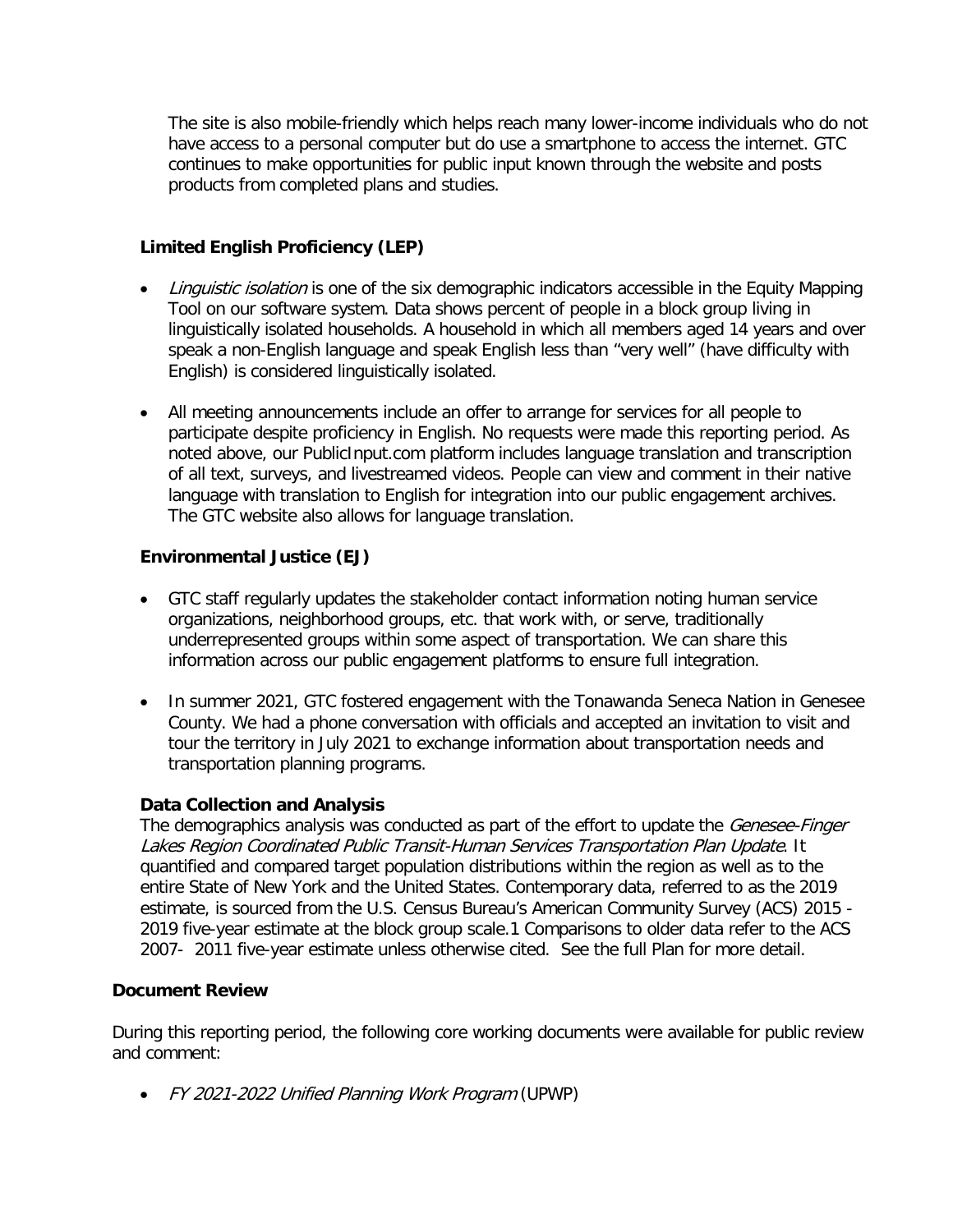The site is also mobile-friendly which helps reach many lower-income individuals who do not have access to a personal computer but do use a smartphone to access the internet. GTC continues to make opportunities for public input known through the website and posts products from completed plans and studies.

### Limited English Proficiency (LEP)

- *Linguistic isolation* is one of the six demographic indicators accessible in the Equity Mapping Tool on our software system. Data shows percent of people in a block group living in linguistically isolated households. A household in which all members aged 14 years and over speak a non-English language and speak English less than "very well" (have difficulty with English) is considered linguistically isolated.

- All meeting announcements include an offer to arrange for services for all people to participate despite proficiency in English. No requests were made this reporting period. As noted above, our PublicInput.com platform includes language translation and transcription of all text, surveys, and livestreamed videos. People can view and comment in their native language with translation to English for integration into our public engagement archives. The GTC website also allows for language translation.

### Environmental Justice (EJ)

- GTC staff regularly updates the stakeholder contact information noting human service organizations, neighborhood groups, etc. that work with, or serve, traditionally underrepresented groups within some aspect of transportation. We can share this information across our public engagement platforms to ensure full integration.

- In summer 2021, GTC fostered engagement with the Tonawanda Seneca Nation in Genesee County. We had a phone conversation with officials and accepted an invitation to visit and tour the territory in July 2021 to exchange information about transportation needs and transportation planning programs.

### Data Collection and Analysis

The demographics analysis was conducted as part of the effort to update the *Genesee-Finger Lakes Region Coordinated Public Transit-Human Services Transportation Plan Update*. It quantified and compared target population distributions within the region as well as to the entire State of New York and the United States. Contemporary data, referred to as the 2019 estimate, is sourced from the U.S. Census Bureau's American Community Survey (ACS) 2015 - 2019 five-year estimate at the block group scale.[1] Comparisons to older data refer to the ACS 2007- 2011 five-year estimate unless otherwise cited. See the full Plan for more detail.

### Document Review

During this reporting period, the following core working documents were available for public review and comment:

- *FY 2021-2022 Unified Planning Work Program* (UPWP)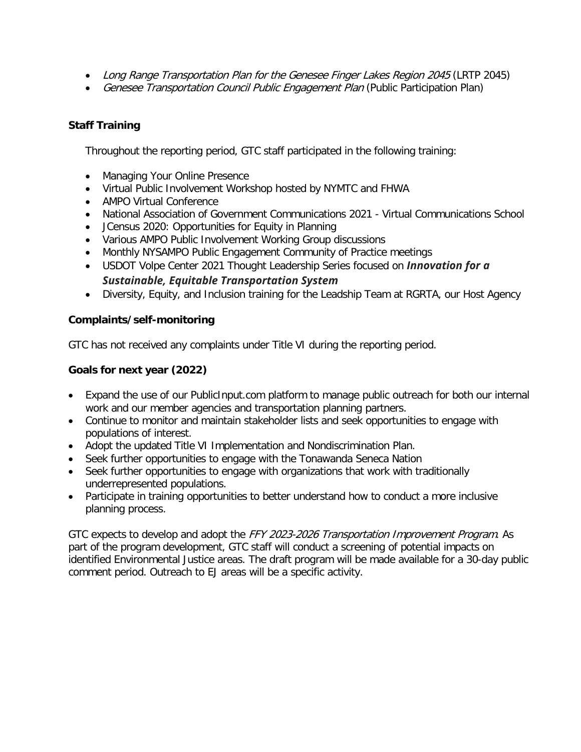- *Long Range Transportation Plan for the Genesee Finger Lakes Region 2045* (LRTP 2045)
- *Genesee Transportation Council Public Engagement Plan* (Public Participation Plan)

### Staff Training

Throughout the reporting period, GTC staff participated in the following training:

- Managing Your Online Presence
- Virtual Public Involvement Workshop hosted by NYMTC and FHWA
- AMPO Virtual Conference
- National Association of Government Communications 2021 - Virtual Communications School
- JCensus 2020: Opportunities for Equity in Planning
- Various AMPO Public Involvement Working Group discussions
- Monthly NYSAMPO Public Engagement Community of Practice meetings
- USDOT Volpe Center 2021 Thought Leadership Series focused on ***Innovation for a Sustainable, Equitable Transportation System***
- Diversity, Equity, and Inclusion training for the Leadship Team at RGRTA, our Host Agency

### Complaints/self-monitoring

GTC has not received any complaints under Title VI during the reporting period.

### Goals for next year (2022)

- Expand the use of our PublicInput.com platform to manage public outreach for both our internal work and our member agencies and transportation planning partners.
- Continue to monitor and maintain stakeholder lists and seek opportunities to engage with populations of interest.
- Adopt the updated Title VI Implementation and Nondiscrimination Plan.
- Seek further opportunities to engage with the Tonawanda Seneca Nation
- Seek further opportunities to engage with organizations that work with traditionally underrepresented populations.
- Participate in training opportunities to better understand how to conduct a more inclusive planning process.

GTC expects to develop and adopt the *FFY 2023-2026 Transportation Improvement Program*. As part of the program development, GTC staff will conduct a screening of potential impacts on identified Environmental Justice areas. The draft program will be made available for a 30-day public comment period. Outreach to EJ areas will be a specific activity.